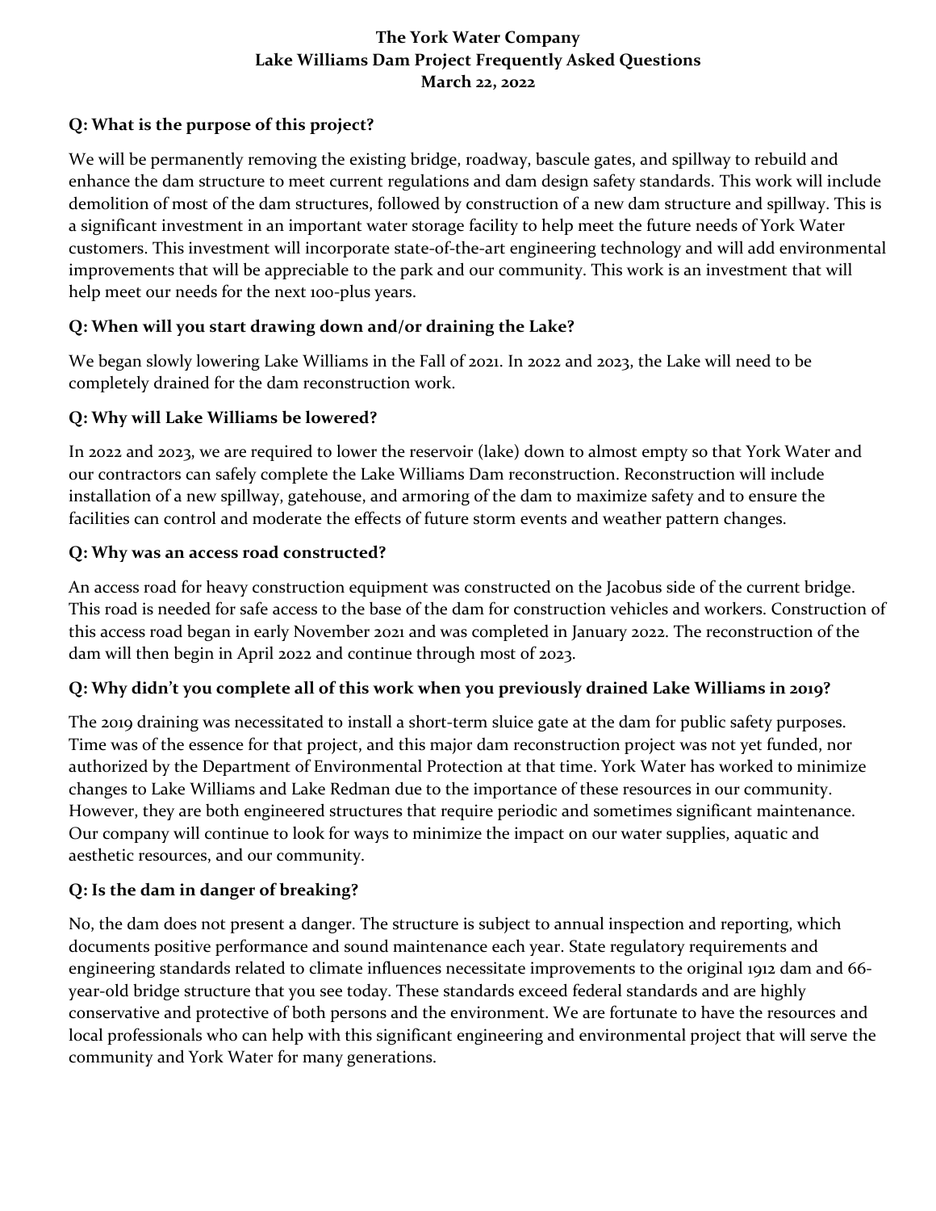# The York Water Company
## Lake Williams Dam Project Frequently Asked Questions
### March 22, 2022

**Q: What is the purpose of this project?**

We will be permanently removing the existing bridge, roadway, bascule gates, and spillway to rebuild and enhance the dam structure to meet current regulations and dam design safety standards. This work will include demolition of most of the dam structures, followed by construction of a new dam structure and spillway. This is a significant investment in an important water storage facility to help meet the future needs of York Water customers. This investment will incorporate state-of-the-art engineering technology and will add environmental improvements that will be appreciable to the park and our community. This work is an investment that will help meet our needs for the next 100-plus years.

**Q: When will you start drawing down and/or draining the Lake?**

We began slowly lowering Lake Williams in the Fall of 2021. In 2022 and 2023, the Lake will need to be completely drained for the dam reconstruction work.

**Q: Why will Lake Williams be lowered?**

In 2022 and 2023, we are required to lower the reservoir (lake) down to almost empty so that York Water and our contractors can safely complete the Lake Williams Dam reconstruction. Reconstruction will include installation of a new spillway, gatehouse, and armoring of the dam to maximize safety and to ensure the facilities can control and moderate the effects of future storm events and weather pattern changes.

**Q: Why was an access road constructed?**

An access road for heavy construction equipment was constructed on the Jacobus side of the current bridge. This road is needed for safe access to the base of the dam for construction vehicles and workers. Construction of this access road began in early November 2021 and was completed in January 2022. The reconstruction of the dam will then begin in April 2022 and continue through most of 2023.

**Q: Why didn't you complete all of this work when you previously drained Lake Williams in 2019?**

The 2019 draining was necessitated to install a short-term sluice gate at the dam for public safety purposes. Time was of the essence for that project, and this major dam reconstruction project was not yet funded, nor authorized by the Department of Environmental Protection at that time. York Water has worked to minimize changes to Lake Williams and Lake Redman due to the importance of these resources in our community. However, they are both engineered structures that require periodic and sometimes significant maintenance. Our company will continue to look for ways to minimize the impact on our water supplies, aquatic and aesthetic resources, and our community.

**Q: Is the dam in danger of breaking?**

No, the dam does not present a danger. The structure is subject to annual inspection and reporting, which documents positive performance and sound maintenance each year. State regulatory requirements and engineering standards related to climate influences necessitate improvements to the original 1912 dam and 66-year-old bridge structure that you see today. These standards exceed federal standards and are highly conservative and protective of both persons and the environment. We are fortunate to have the resources and local professionals who can help with this significant engineering and environmental project that will serve the community and York Water for many generations.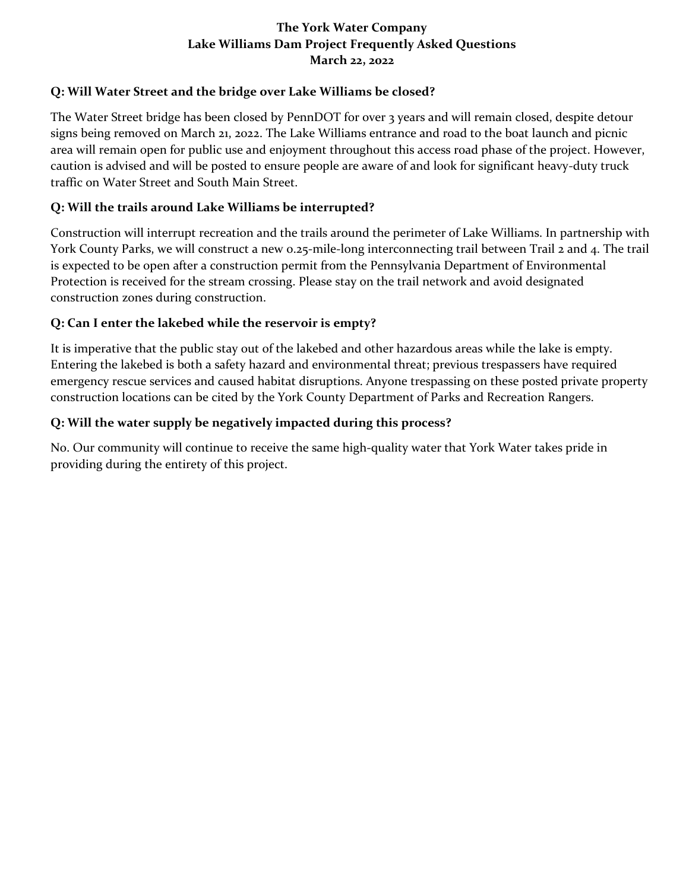**The York Water Company**
**Lake Williams Dam Project Frequently Asked Questions**
**March 22, 2022**

### Q: Will Water Street and the bridge over Lake Williams be closed?

The Water Street bridge has been closed by PennDOT for over 3 years and will remain closed, despite detour signs being removed on March 21, 2022. The Lake Williams entrance and road to the boat launch and picnic area will remain open for public use and enjoyment throughout this access road phase of the project. However, caution is advised and will be posted to ensure people are aware of and look for significant heavy-duty truck traffic on Water Street and South Main Street.

### Q: Will the trails around Lake Williams be interrupted?

Construction will interrupt recreation and the trails around the perimeter of Lake Williams. In partnership with York County Parks, we will construct a new 0.25-mile-long interconnecting trail between Trail 2 and 4. The trail is expected to be open after a construction permit from the Pennsylvania Department of Environmental Protection is received for the stream crossing. Please stay on the trail network and avoid designated construction zones during construction.

### Q: Can I enter the lakebed while the reservoir is empty?

It is imperative that the public stay out of the lakebed and other hazardous areas while the lake is empty. Entering the lakebed is both a safety hazard and environmental threat; previous trespassers have required emergency rescue services and caused habitat disruptions. Anyone trespassing on these posted private property construction locations can be cited by the York County Department of Parks and Recreation Rangers.

### Q: Will the water supply be negatively impacted during this process?

No. Our community will continue to receive the same high-quality water that York Water takes pride in providing during the entirety of this project.